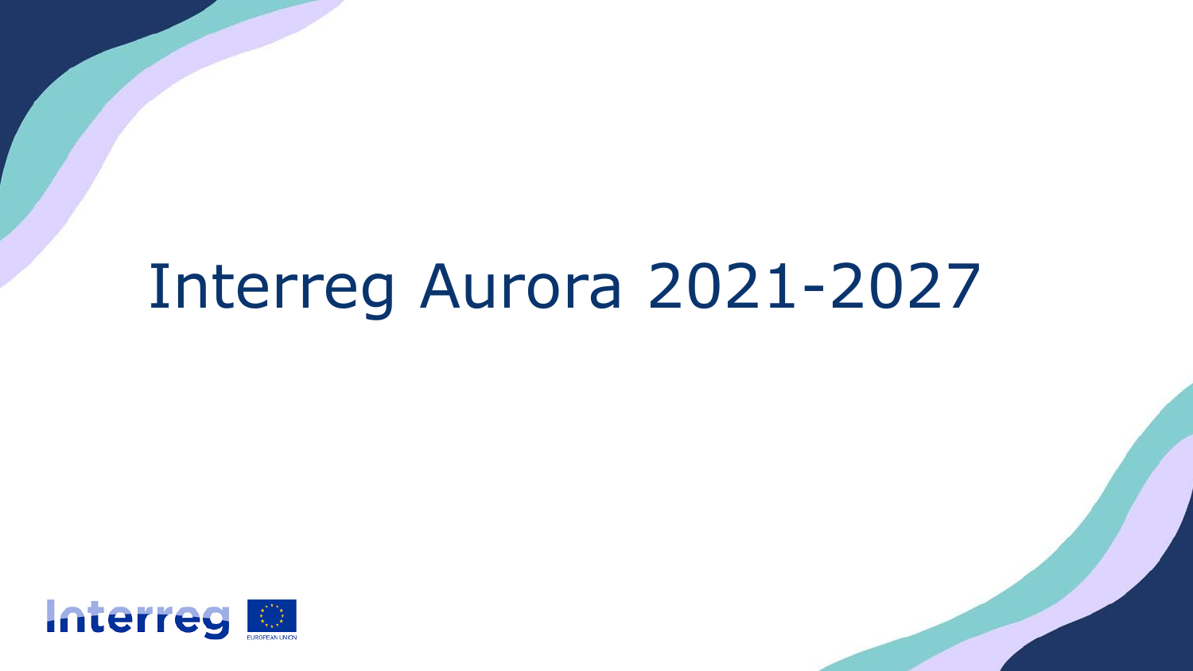# Interreg Aurora 2021-2027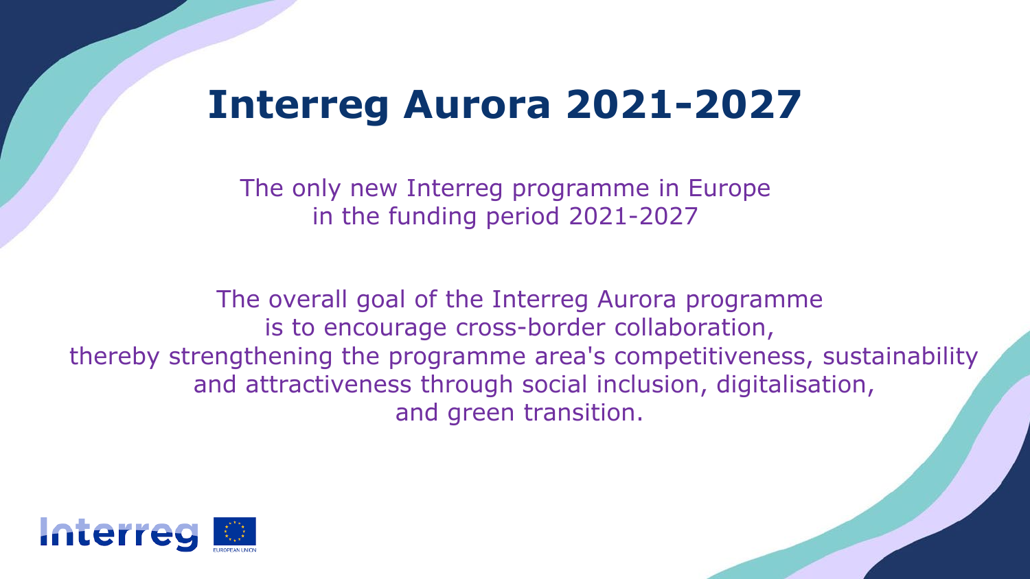# Interreg Aurora 2021-2027

The only new Interreg programme in Europe
in the funding period 2021-2027

The overall goal of the Interreg Aurora programme
is to encourage cross-border collaboration,
thereby strengthening the programme area's competitiveness, sustainability
and attractiveness through social inclusion, digitalisation,
and green transition.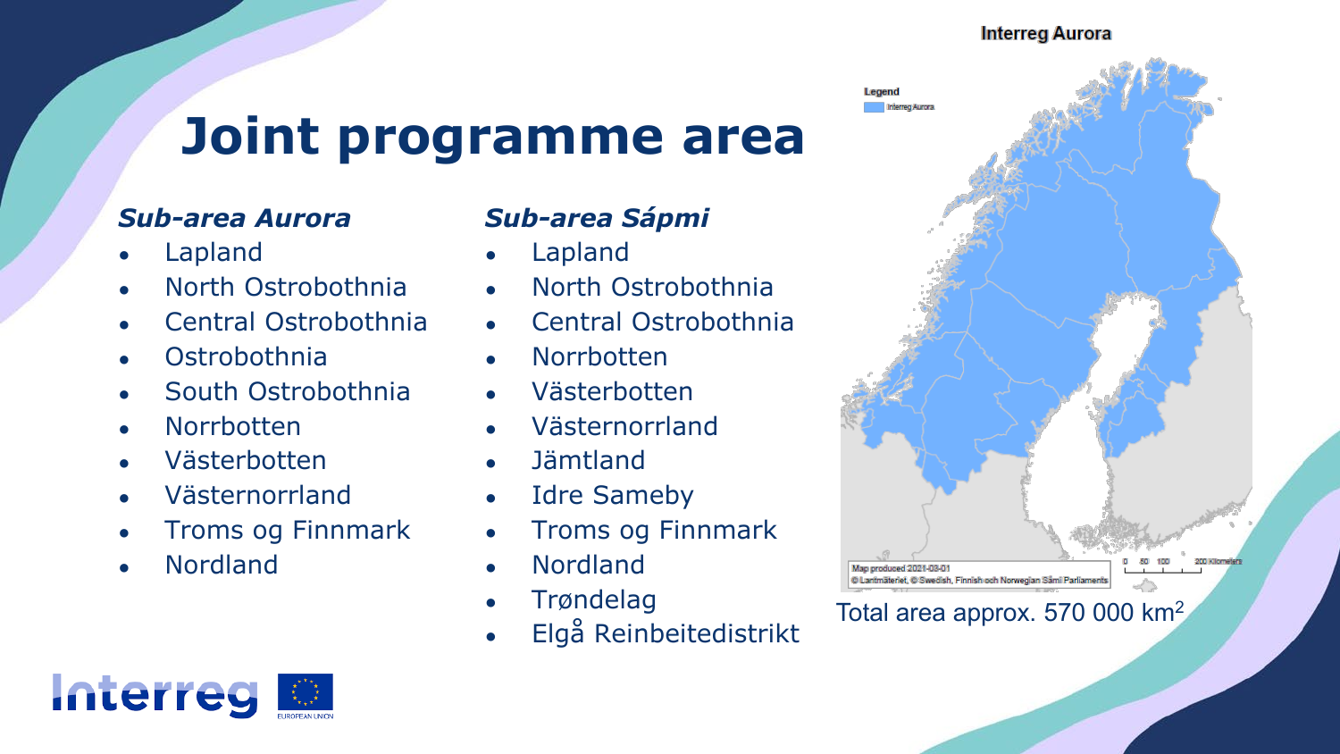# Joint programme area

### *Sub-area Aurora*

- Lapland
- North Ostrobothnia
- Central Ostrobothnia
- Ostrobothnia
- South Ostrobothnia
- Norrbotten
- Västerbotten
- Västernorrland
- Troms og Finnmark
- Nordland

### *Sub-area Sápmi*

- Lapland
- North Ostrobothnia
- Central Ostrobothnia
- Norrbotten
- Västerbotten
- Västernorrland
- Jämtland
- Idre Sameby
- Troms og Finnmark
- Nordland
- Trøndelag
- Elgå Reinbeitedistrikt

Interreg Aurora

Legend: Interreg Aurora

Map produced 2021-03-01
© Lantmäteriet, © Swedish, Finnish och Norwegian Sámi Parliaments

Total area approx. 570 000 $km^2$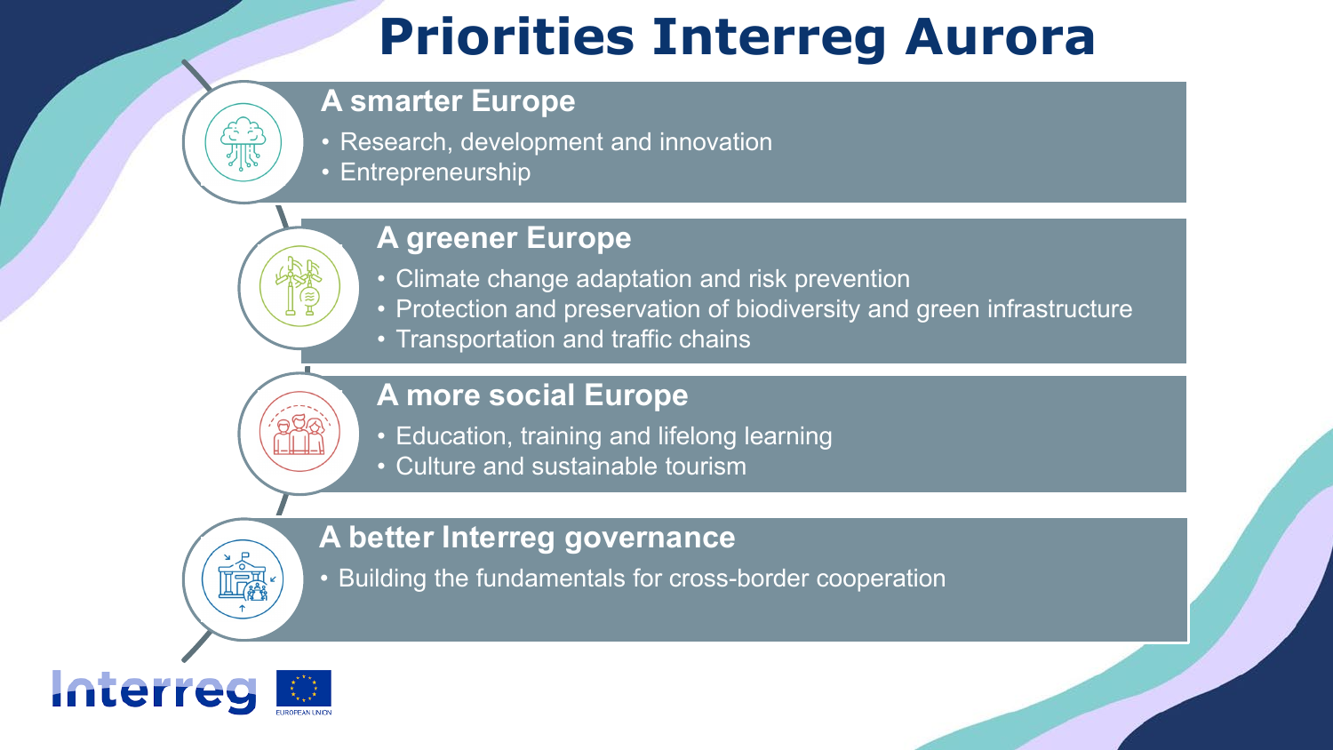# Priorities Interreg Aurora

## A smarter Europe

- Research, development and innovation
- Entrepreneurship

## A greener Europe

- Climate change adaptation and risk prevention
- Protection and preservation of biodiversity and green infrastructure
- Transportation and traffic chains

## A more social Europe

- Education, training and lifelong learning
- Culture and sustainable tourism

## A better Interreg governance

- Building the fundamentals for cross-border cooperation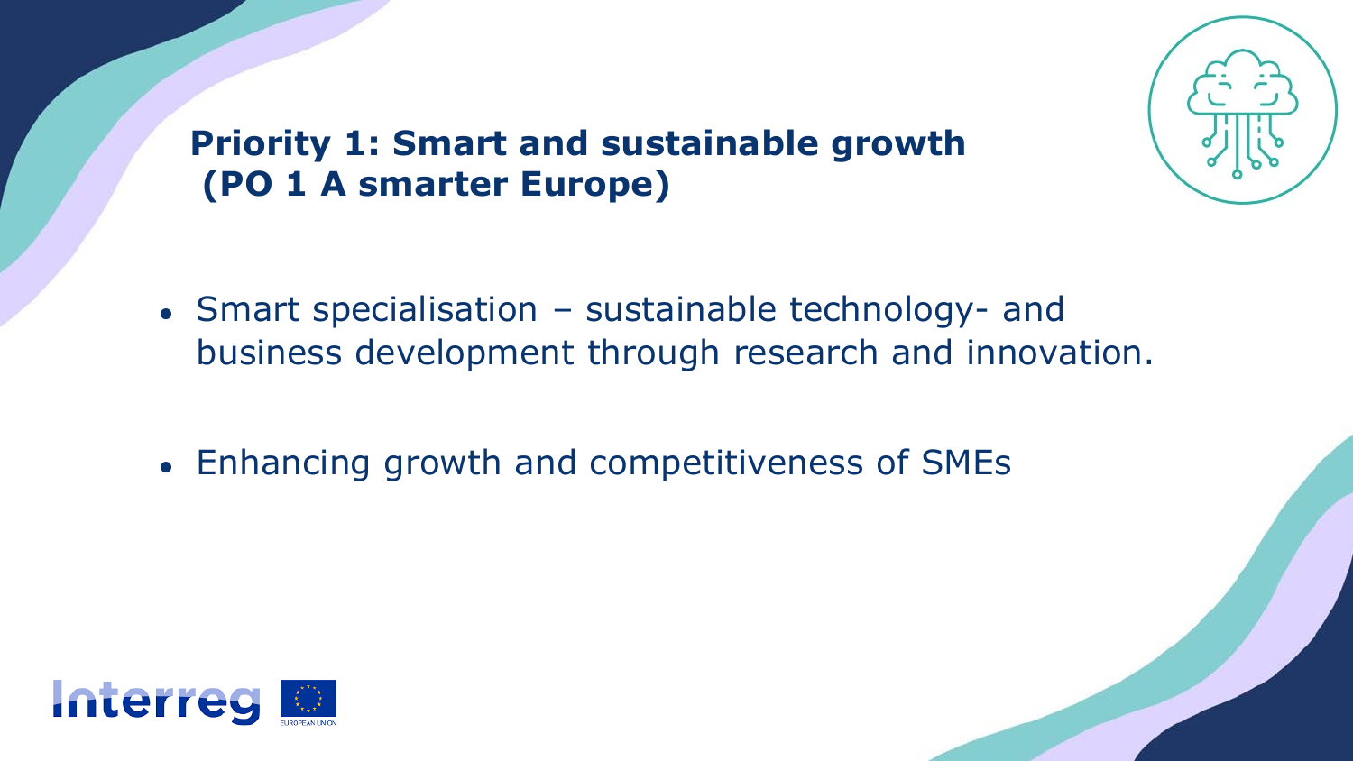## Priority 1: Smart and sustainable growth (PO 1 A smarter Europe)

- Smart specialisation – sustainable technology- and business development through research and innovation.
- Enhancing growth and competitiveness of SMEs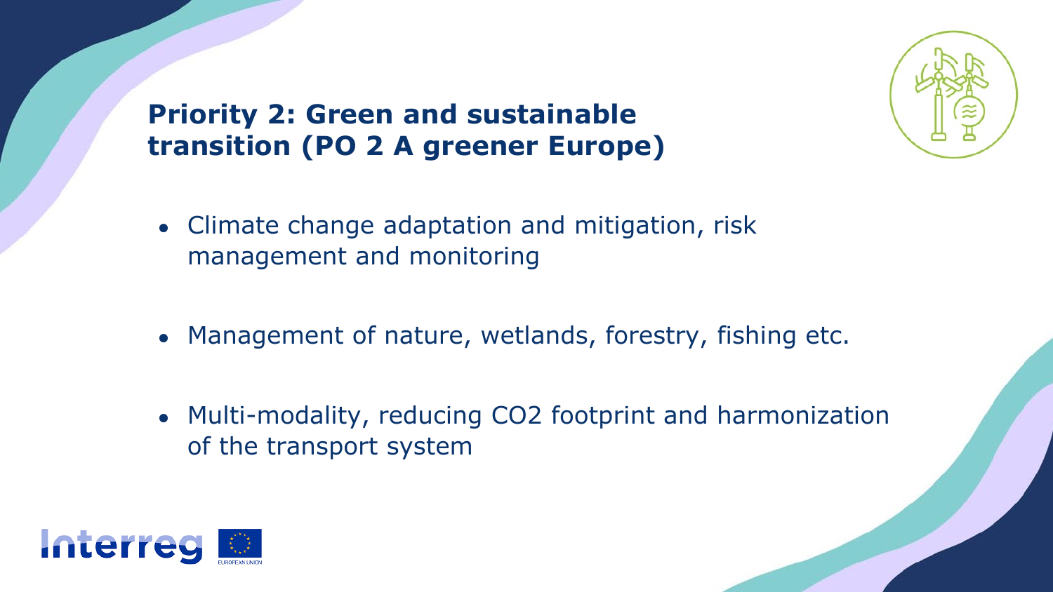# Priority 2: Green and sustainable transition (PO 2 A greener Europe)

- Climate change adaptation and mitigation, risk management and monitoring
- Management of nature, wetlands, forestry, fishing etc.
- Multi-modality, reducing $CO_2$ footprint and harmonization of the transport system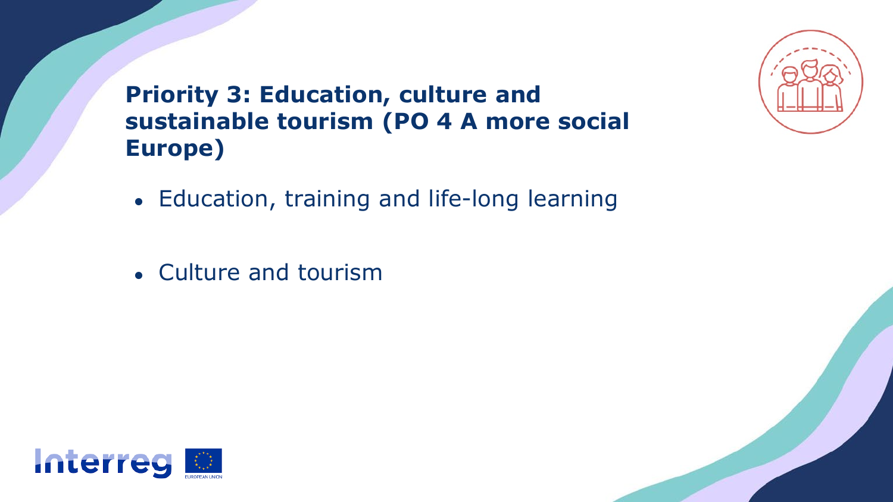## Priority 3: Education, culture and sustainable tourism (PO 4 A more social Europe)

- Education, training and life-long learning
- Culture and tourism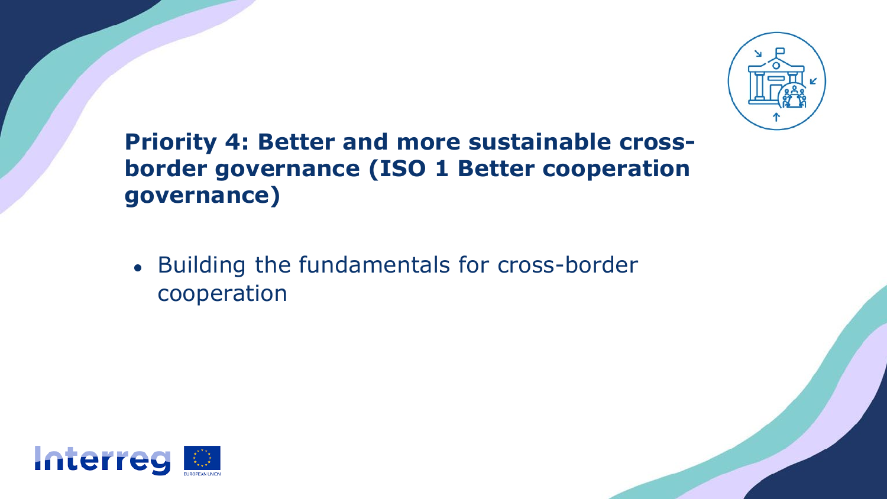## Priority 4: Better and more sustainable cross-border governance (ISO 1 Better cooperation governance)

- Building the fundamentals for cross-border cooperation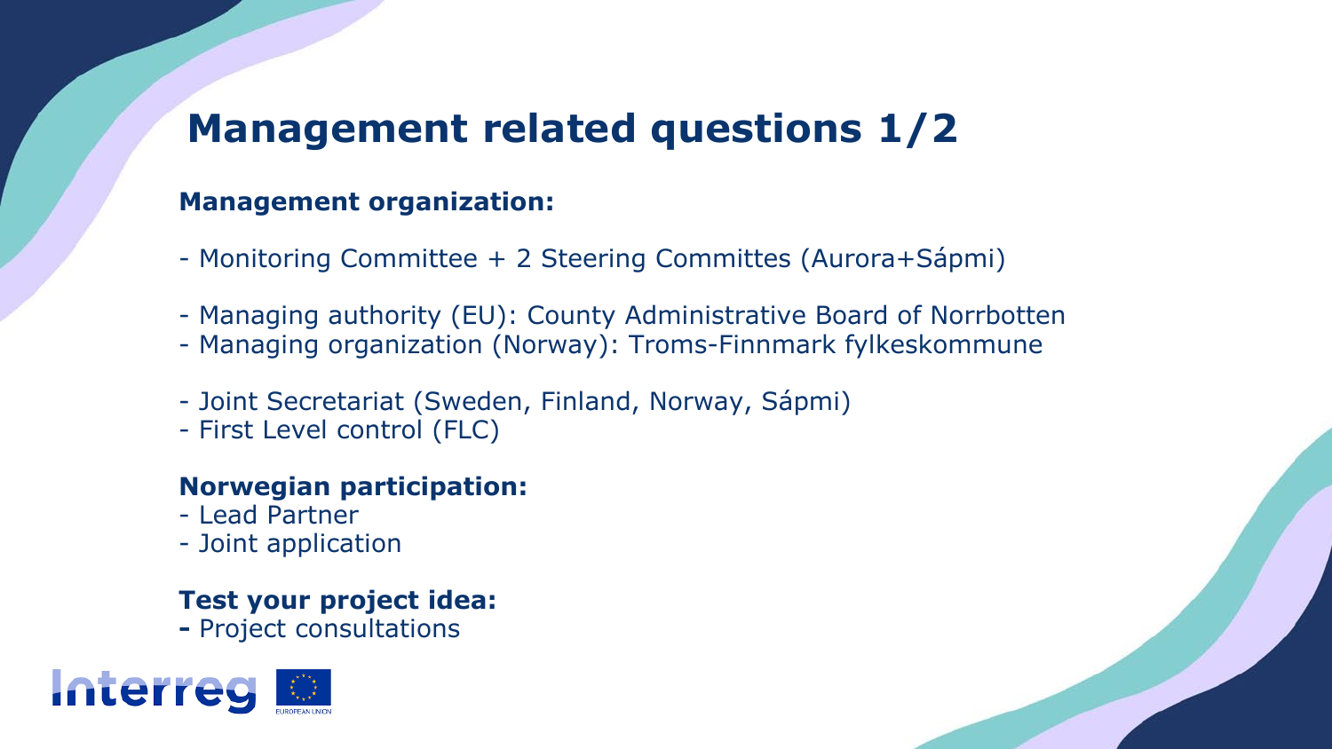# Management related questions 1/2

**Management organization:**

- Monitoring Committee + 2 Steering Committes (Aurora+Sápmi)

- Managing authority (EU): County Administrative Board of Norrbotten
- Managing organization (Norway): Troms-Finnmark fylkeskommune

- Joint Secretariat (Sweden, Finland, Norway, Sápmi)
- First Level control (FLC)

**Norwegian participation:**
- Lead Partner
- Joint application

**Test your project idea:**
- Project consultations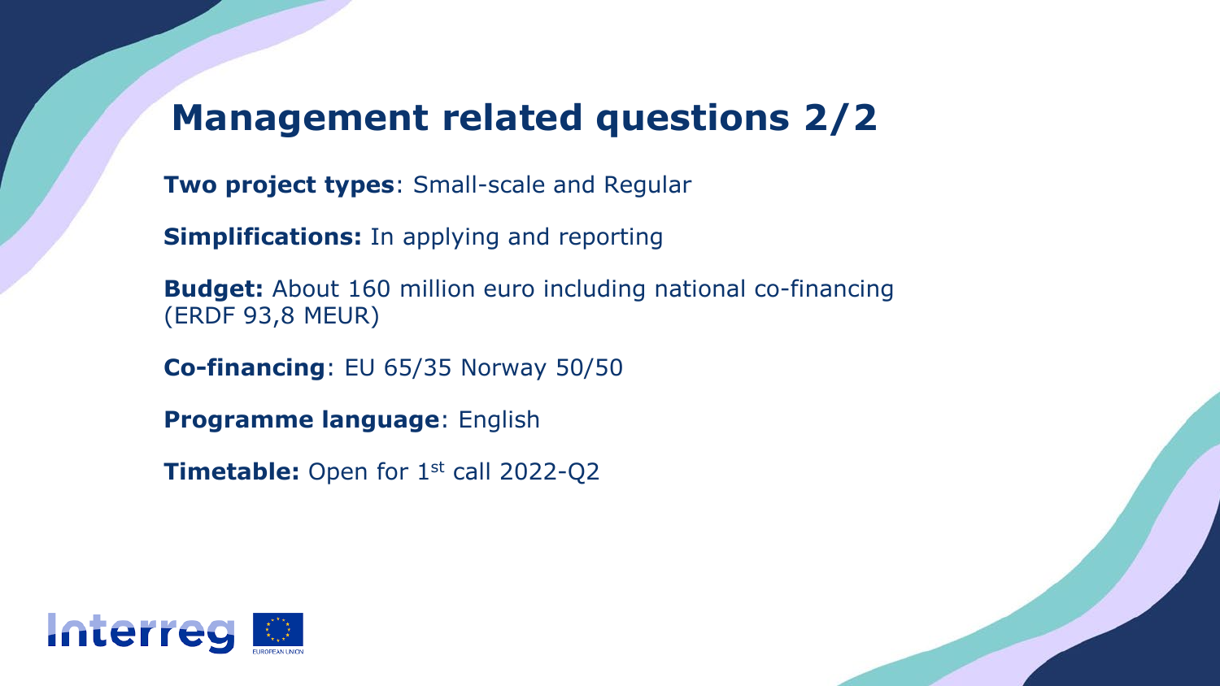# Management related questions 2/2

**Two project types**: Small-scale and Regular

**Simplifications:** In applying and reporting

**Budget:** About 160 million euro including national co-financing (ERDF 93,8 MEUR)

**Co-financing**: EU 65/35 Norway 50/50

**Programme language**: English

**Timetable:** Open for 1st call 2022-Q2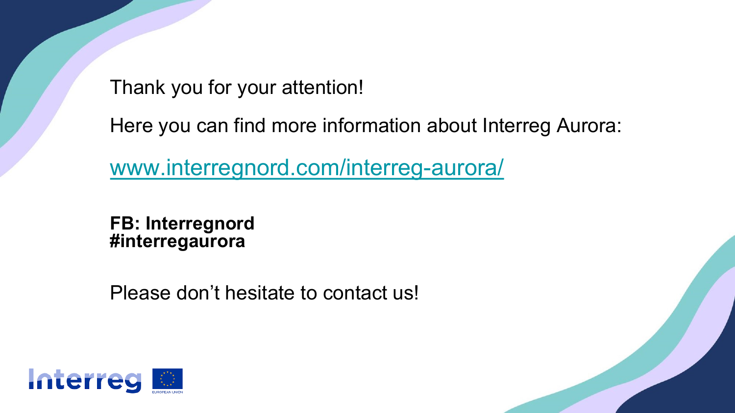Thank you for your attention!

Here you can find more information about Interreg Aurora:

[www.interregnord.com/interreg-aurora/](www.interregnord.com/interreg-aurora/)

**FB: Interregnord**
**#interregaurora**

Please don't hesitate to contact us!